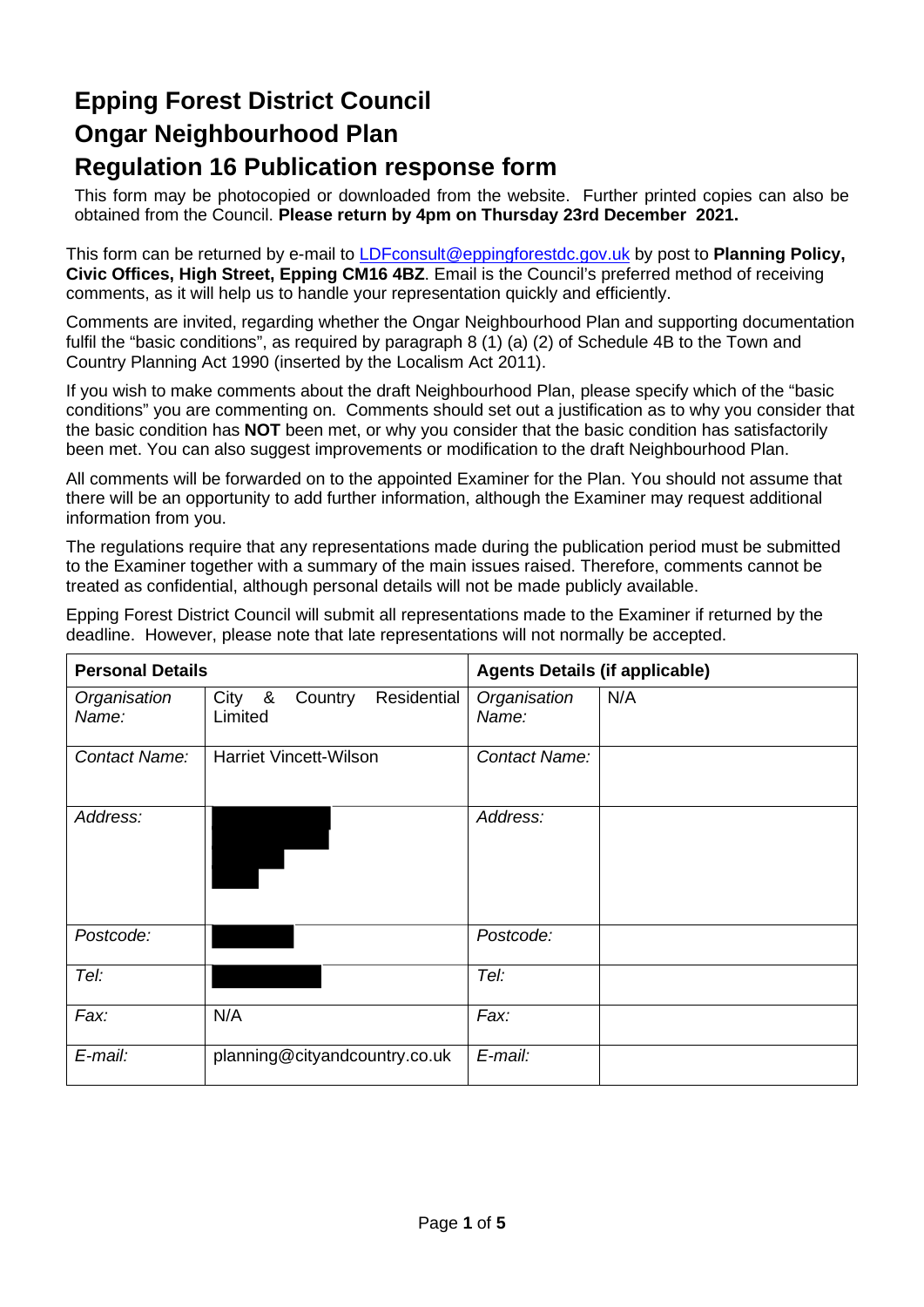# Epping Forest District Council

# Ongar Neighbourhood Plan

# Regulation 16 Publication response form

This form may be photocopied or downloaded from the website. Further printed copies can also be obtained from the Council. **Please return by 4pm on Thursday 23rd December 2021.**

This form can be returned by e-mail to LDFconsult@eppingforestdc.gov.uk by post to **Planning Policy, Civic Offices, High Street, Epping CM16 4BZ**. Email is the Council's preferred method of receiving comments, as it will help us to handle your representation quickly and efficiently.

Comments are invited, regarding whether the Ongar Neighbourhood Plan and supporting documentation fulfil the "basic conditions", as required by paragraph 8 (1) (a) (2) of Schedule 4B to the Town and Country Planning Act 1990 (inserted by the Localism Act 2011).

If you wish to make comments about the draft Neighbourhood Plan, please specify which of the "basic conditions" you are commenting on. Comments should set out a justification as to why you consider that the basic condition has **NOT** been met, or why you consider that the basic condition has satisfactorily been met. You can also suggest improvements or modification to the draft Neighbourhood Plan.

All comments will be forwarded on to the appointed Examiner for the Plan. You should not assume that there will be an opportunity to add further information, although the Examiner may request additional information from you.

The regulations require that any representations made during the publication period must be submitted to the Examiner together with a summary of the main issues raised. Therefore, comments cannot be treated as confidential, although personal details will not be made publicly available.

Epping Forest District Council will submit all representations made to the Examiner if returned by the deadline. However, please note that late representations will not normally be accepted.

| **Personal Details** | | **Agents Details (if applicable)** | |
|---|---|---|---|
| *Organisation Name:* | City & Country Residential Limited | *Organisation Name:* | N/A |
| *Contact Name:* | Harriet Vincett-Wilson | *Contact Name:* | |
| *Address:* | [REDACTED] | *Address:* | |
| *Postcode:* | [REDACTED] | *Postcode:* | |
| *Tel:* | [REDACTED] | *Tel:* | |
| *Fax:* | N/A | *Fax:* | |
| *E-mail:* | planning@cityandcountry.co.uk | *E-mail:* | |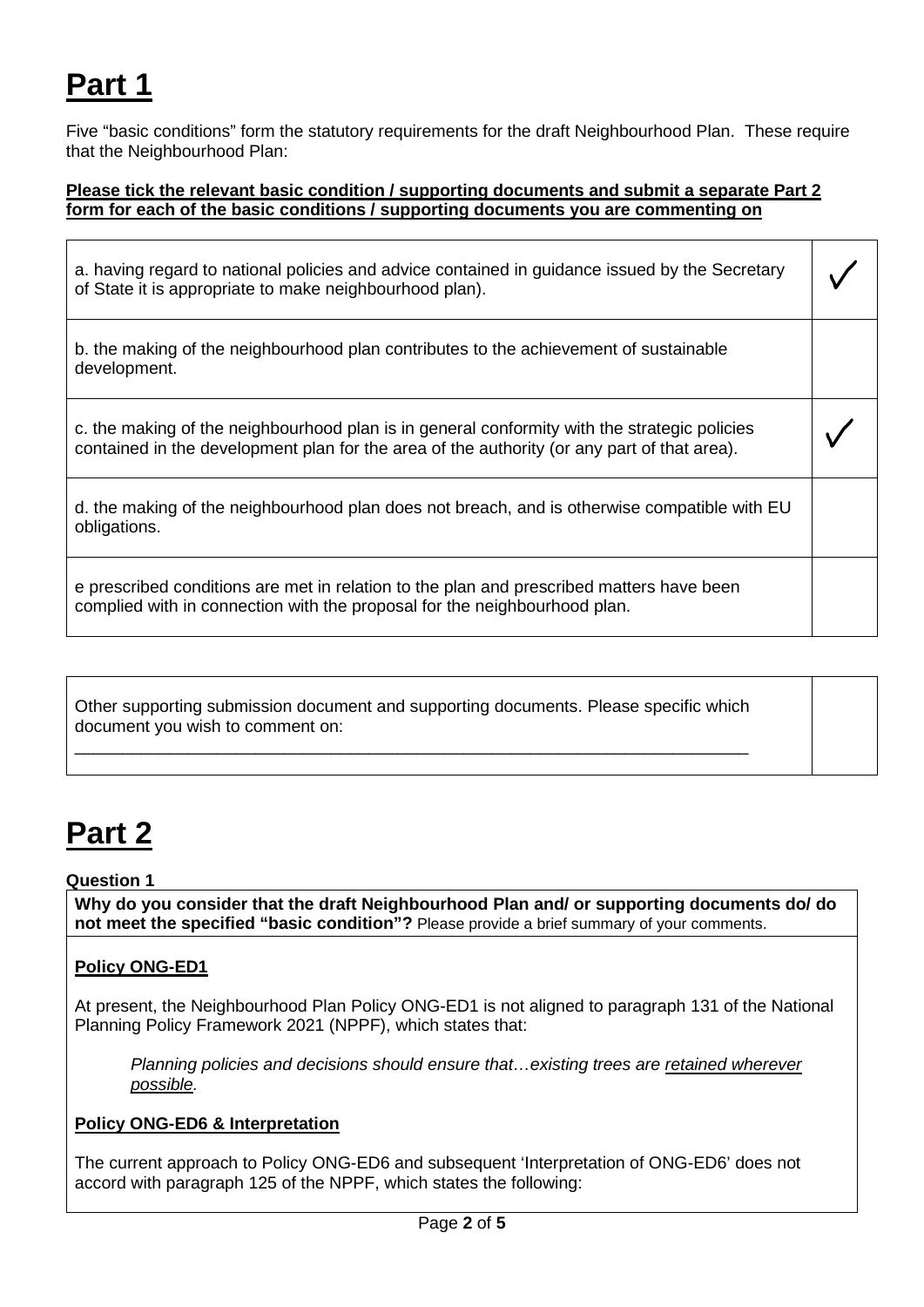# Part 1

Five "basic conditions" form the statutory requirements for the draft Neighbourhood Plan. These require that the Neighbourhood Plan:

**Please tick the relevant basic condition / supporting documents and submit a separate Part 2 form for each of the basic conditions / supporting documents you are commenting on**

| | |
|---|---|
| a. having regard to national policies and advice contained in guidance issued by the Secretary of State it is appropriate to make neighbourhood plan). | ✓ |
| b. the making of the neighbourhood plan contributes to the achievement of sustainable development. | |
| c. the making of the neighbourhood plan is in general conformity with the strategic policies contained in the development plan for the area of the authority (or any part of that area). | ✓ |
| d. the making of the neighbourhood plan does not breach, and is otherwise compatible with EU obligations. | |
| e prescribed conditions are met in relation to the plan and prescribed matters have been complied with in connection with the proposal for the neighbourhood plan. | |

| | |
|---|---|
| Other supporting submission document and supporting documents. Please specific which document you wish to comment on: ___________________________________________________________________________ | |

# Part 2

**Question 1**

**Why do you consider that the draft Neighbourhood Plan and/ or supporting documents do/ do not meet the specified "basic condition"?** Please provide a brief summary of your comments.

**Policy ONG-ED1**

At present, the Neighbourhood Plan Policy ONG-ED1 is not aligned to paragraph 131 of the National Planning Policy Framework 2021 (NPPF), which states that:

> *Planning policies and decisions should ensure that…existing trees are retained wherever possible.*

**Policy ONG-ED6 & Interpretation**

The current approach to Policy ONG-ED6 and subsequent 'Interpretation of ONG-ED6' does not accord with paragraph 125 of the NPPF, which states the following: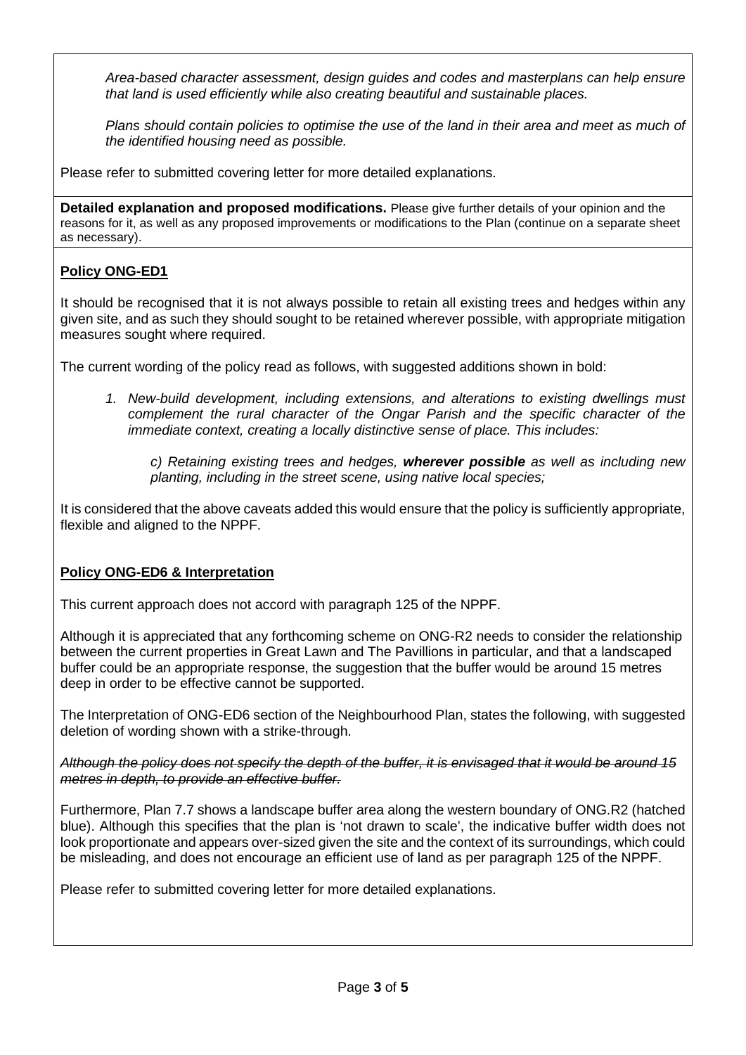*Area-based character assessment, design guides and codes and masterplans can help ensure that land is used efficiently while also creating beautiful and sustainable places.*

*Plans should contain policies to optimise the use of the land in their area and meet as much of the identified housing need as possible.*

Please refer to submitted covering letter for more detailed explanations.

**Detailed explanation and proposed modifications.** Please give further details of your opinion and the reasons for it, as well as any proposed improvements or modifications to the Plan (continue on a separate sheet as necessary).

**Policy ONG-ED1**

It should be recognised that it is not always possible to retain all existing trees and hedges within any given site, and as such they should sought to be retained wherever possible, with appropriate mitigation measures sought where required.

The current wording of the policy read as follows, with suggested additions shown in bold:

> 1. *New-build development, including extensions, and alterations to existing dwellings must complement the rural character of the Ongar Parish and the specific character of the immediate context, creating a locally distinctive sense of place. This includes:*
>
>    *c) Retaining existing trees and hedges,* ***wherever possible*** *as well as including new planting, including in the street scene, using native local species;*

It is considered that the above caveats added this would ensure that the policy is sufficiently appropriate, flexible and aligned to the NPPF.

**Policy ONG-ED6 & Interpretation**

This current approach does not accord with paragraph 125 of the NPPF.

Although it is appreciated that any forthcoming scheme on ONG-R2 needs to consider the relationship between the current properties in Great Lawn and The Pavillions in particular, and that a landscaped buffer could be an appropriate response, the suggestion that the buffer would be around 15 metres deep in order to be effective cannot be supported.

The Interpretation of ONG-ED6 section of the Neighbourhood Plan, states the following, with suggested deletion of wording shown with a strike-through.

*~~Although the policy does not specify the depth of the buffer, it is envisaged that it would be around 15 metres in depth, to provide an effective buffer.~~*

Furthermore, Plan 7.7 shows a landscape buffer area along the western boundary of ONG.R2 (hatched blue). Although this specifies that the plan is 'not drawn to scale', the indicative buffer width does not look proportionate and appears over-sized given the site and the context of its surroundings, which could be misleading, and does not encourage an efficient use of land as per paragraph 125 of the NPPF.

Please refer to submitted covering letter for more detailed explanations.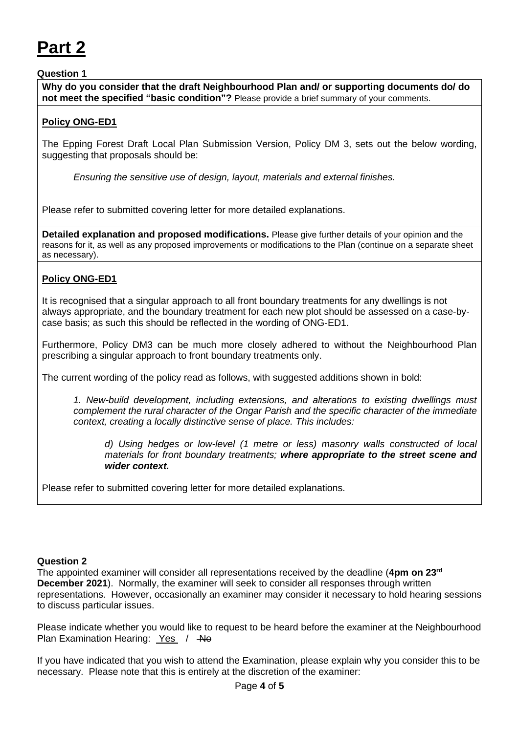# Part 2

**Question 1**

**Why do you consider that the draft Neighbourhood Plan and/ or supporting documents do/ do not meet the specified "basic condition"?** Please provide a brief summary of your comments.

**Policy ONG-ED1**

The Epping Forest Draft Local Plan Submission Version, Policy DM 3, sets out the below wording, suggesting that proposals should be:

> *Ensuring the sensitive use of design, layout, materials and external finishes.*

Please refer to submitted covering letter for more detailed explanations.

**Detailed explanation and proposed modifications.** Please give further details of your opinion and the reasons for it, as well as any proposed improvements or modifications to the Plan (continue on a separate sheet as necessary).

**Policy ONG-ED1**

It is recognised that a singular approach to all front boundary treatments for any dwellings is not always appropriate, and the boundary treatment for each new plot should be assessed on a case-by-case basis; as such this should be reflected in the wording of ONG-ED1.

Furthermore, Policy DM3 can be much more closely adhered to without the Neighbourhood Plan prescribing a singular approach to front boundary treatments only.

The current wording of the policy read as follows, with suggested additions shown in bold:

> *1. New-build development, including extensions, and alterations to existing dwellings must complement the rural character of the Ongar Parish and the specific character of the immediate context, creating a locally distinctive sense of place. This includes:*
>
> > *d) Using hedges or low-level (1 metre or less) masonry walls constructed of local materials for front boundary treatments;* ***where appropriate to the street scene and wider context.***

Please refer to submitted covering letter for more detailed explanations.

**Question 2**

The appointed examiner will consider all representations received by the deadline (**4pm on 23rd December 2021**). Normally, the examiner will seek to consider all responses through written representations. However, occasionally an examiner may consider it necessary to hold hearing sessions to discuss particular issues.

Please indicate whether you would like to request to be heard before the examiner at the Neighbourhood Plan Examination Hearing: Yes / ~~No~~

If you have indicated that you wish to attend the Examination, please explain why you consider this to be necessary. Please note that this is entirely at the discretion of the examiner: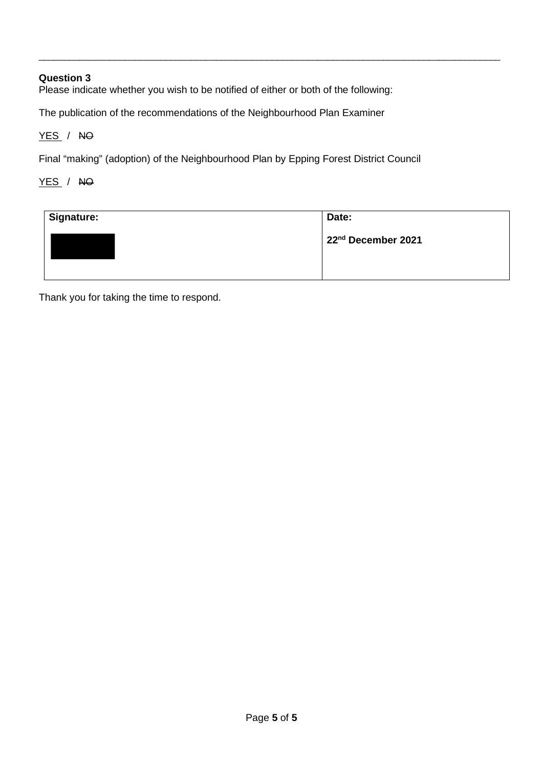---

**Question 3**
Please indicate whether you wish to be notified of either or both of the following:

The publication of the recommendations of the Neighbourhood Plan Examiner

YES / ~~NO~~

Final "making" (adoption) of the Neighbourhood Plan by Epping Forest District Council

YES / ~~NO~~

| **Signature:** | **Date:** |
|---|---|
| [redacted] | **22nd December 2021** |

Thank you for taking the time to respond.